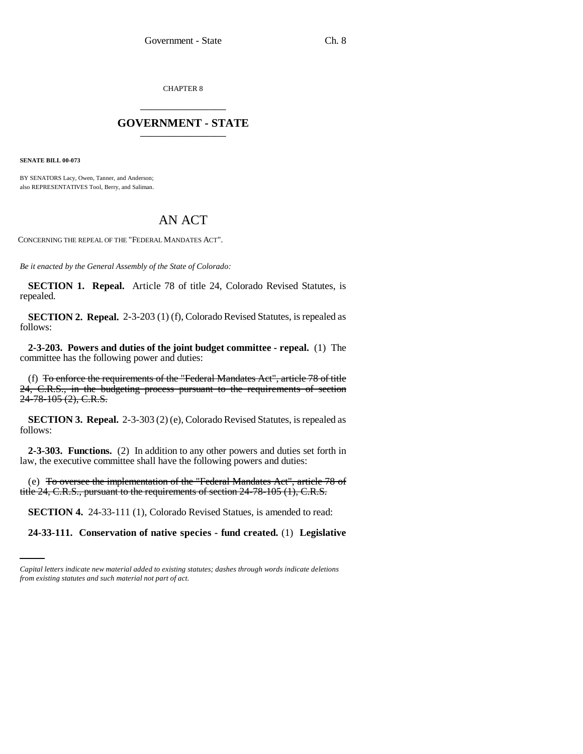CHAPTER 8

# GOVERNMENT - STATE

**SENATE BILL 00-073**

BY SENATORS Lacy, Owen, Tanner, and Anderson;
also REPRESENTATIVES Tool, Berry, and Saliman.

# AN ACT

CONCERNING THE REPEAL OF THE "FEDERAL MANDATES ACT".

*Be it enacted by the General Assembly of the State of Colorado:*

**SECTION 1. Repeal.** Article 78 of title 24, Colorado Revised Statutes, is repealed.

**SECTION 2. Repeal.** 2-3-203 (1) (f), Colorado Revised Statutes, is repealed as follows:

**2-3-203. Powers and duties of the joint budget committee - repeal.** (1) The committee has the following power and duties:

(f) ~~To enforce the requirements of the "Federal Mandates Act", article 78 of title 24, C.R.S., in the budgeting process pursuant to the requirements of section 24-78-105 (2), C.R.S.~~

**SECTION 3. Repeal.** 2-3-303 (2) (e), Colorado Revised Statutes, is repealed as follows:

**2-3-303. Functions.** (2) In addition to any other powers and duties set forth in law, the executive committee shall have the following powers and duties:

(e) ~~To oversee the implementation of the "Federal Mandates Act", article 78 of title 24, C.R.S., pursuant to the requirements of section 24-78-105 (1), C.R.S.~~

**SECTION 4.** 24-33-111 (1), Colorado Revised Statues, is amended to read:

**24-33-111. Conservation of native species - fund created.** (1) **Legislative**

*Capital letters indicate new material added to existing statutes; dashes through words indicate deletions from existing statutes and such material not part of act.*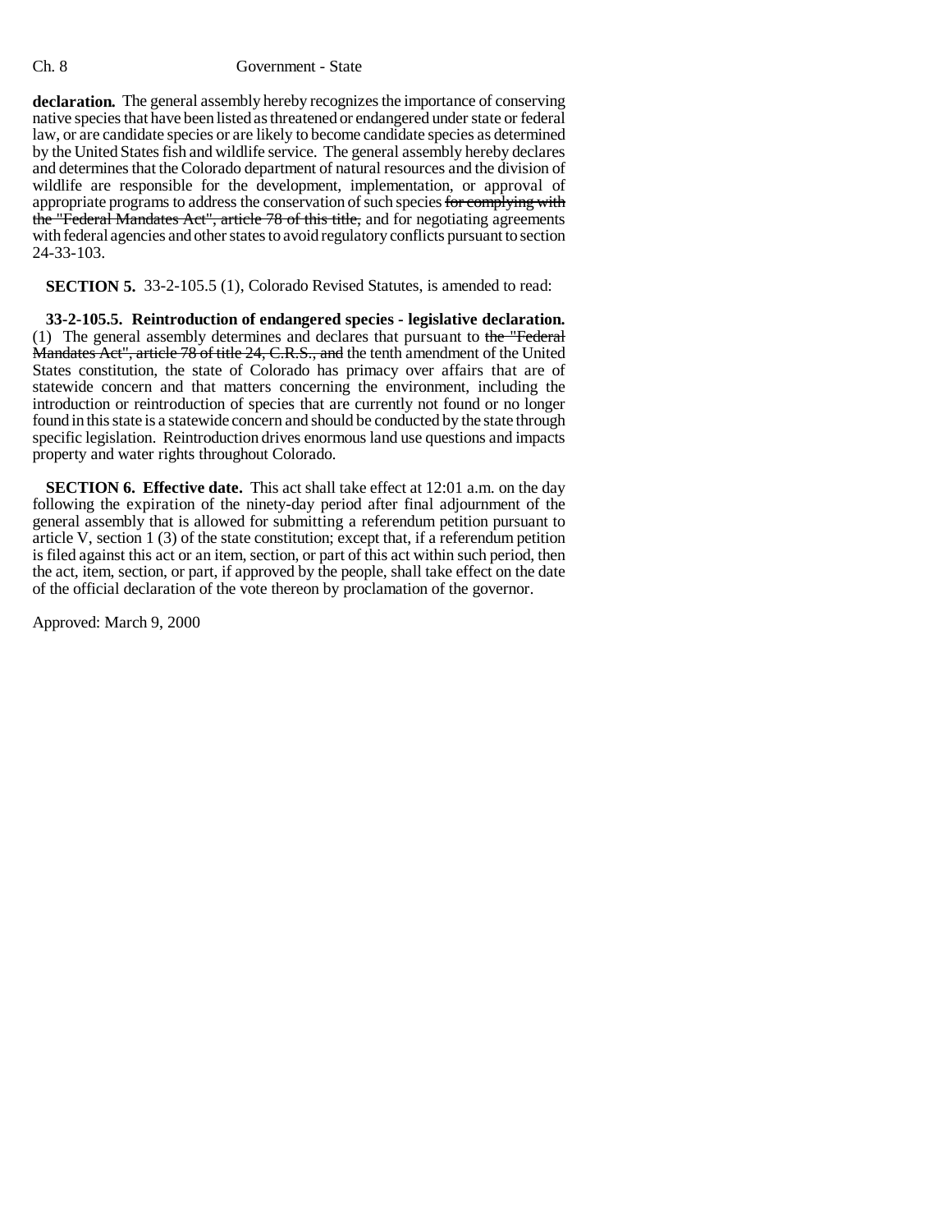**declaration.** The general assembly hereby recognizes the importance of conserving native species that have been listed as threatened or endangered under state or federal law, or are candidate species or are likely to become candidate species as determined by the United States fish and wildlife service. The general assembly hereby declares and determines that the Colorado department of natural resources and the division of wildlife are responsible for the development, implementation, or approval of appropriate programs to address the conservation of such species ~~for complying with the "Federal Mandates Act", article 78 of this title,~~ and for negotiating agreements with federal agencies and other states to avoid regulatory conflicts pursuant to section 24-33-103.

**SECTION 5.** 33-2-105.5 (1), Colorado Revised Statutes, is amended to read:

**33-2-105.5. Reintroduction of endangered species - legislative declaration.** (1) The general assembly determines and declares that pursuant to ~~the "Federal Mandates Act", article 78 of title 24, C.R.S., and~~ the tenth amendment of the United States constitution, the state of Colorado has primacy over affairs that are of statewide concern and that matters concerning the environment, including the introduction or reintroduction of species that are currently not found or no longer found in this state is a statewide concern and should be conducted by the state through specific legislation. Reintroduction drives enormous land use questions and impacts property and water rights throughout Colorado.

**SECTION 6. Effective date.** This act shall take effect at 12:01 a.m. on the day following the expiration of the ninety-day period after final adjournment of the general assembly that is allowed for submitting a referendum petition pursuant to article V, section 1 (3) of the state constitution; except that, if a referendum petition is filed against this act or an item, section, or part of this act within such period, then the act, item, section, or part, if approved by the people, shall take effect on the date of the official declaration of the vote thereon by proclamation of the governor.

Approved: March 9, 2000